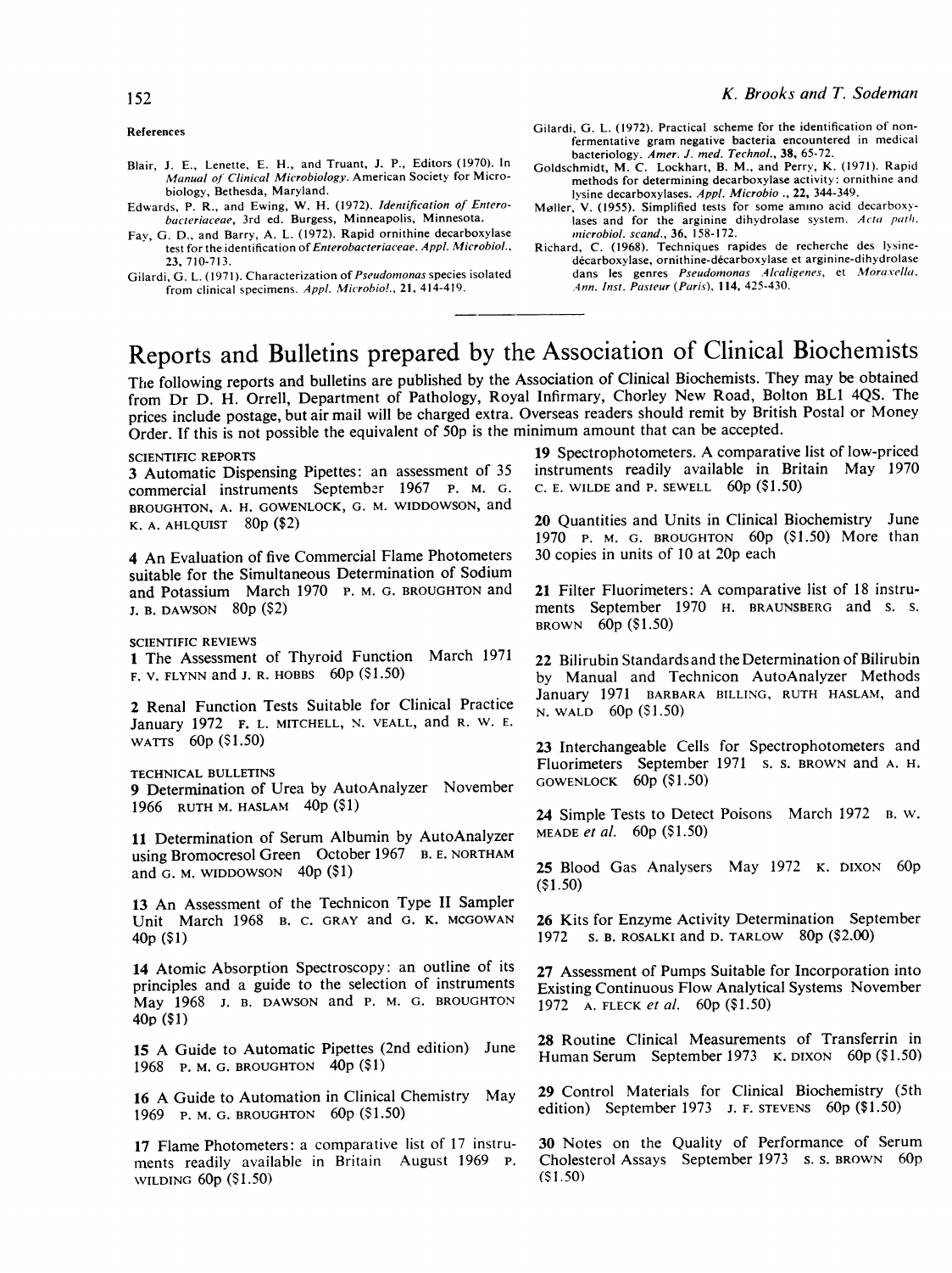### References

Blair, J. E., Lenette, E. H., and Truant, J. P., Editors (1970). In *Manual of Clinical Microbiology*. American Society for Microbiology, Bethesda, Maryland.

Edwards, P. R., and Ewing, W. H. (1972). *Identification of Enterobacteriaceae*, 3rd ed. Burgess, Minneapolis, Minnesota.

Fay, G. D., and Barry, A. L. (1972). Rapid ornithine decarboxylase test for the identification of *Enterobacteriaceae*. *Appl. Microbiol.*, **23**, 710-713.

Gilardi, G. L. (1971). Characterization of *Pseudomonas* species isolated from clinical specimens. *Appl. Microbiol.*, **21**, 414-419.

Gilardi, G. L. (1972). Practical scheme for the identification of nonfermentative gram negative bacteria encountered in medical bacteriology. *Amer. J. med. Technol.*, **38**, 65-72.

Goldschmidt, M. C. Lockhart, B. M., and Perry, K. (1971). Rapid methods for determining decarboxylase activity: ornithine and lysine decarboxylases. *Appl. Microbio.*, **22**, 344-349.

Møller, V. (1955). Simplified tests for some amino acid decarboxylases and for the arginine dihydrolase system. *Acta path. microbiol. scand.*, **36**, 158-172.

Richard, C. (1968). Techniques rapides de recherche des lysine-décarboxylase, ornithine-décarboxylase et arginine-dihydrolase dans les genres *Pseudomonas Alcaligenes*, et *Moraxella*. *Ann. Inst. Pasteur (Paris)*, **114**, 425-430.

---

# Reports and Bulletins prepared by the Association of Clinical Biochemists

The following reports and bulletins are published by the Association of Clinical Biochemists. They may be obtained from Dr D. H. Orrell, Department of Pathology, Royal Infirmary, Chorley New Road, Bolton BL1 4QS. The prices include postage, but air mail will be charged extra. Overseas readers should remit by British Postal or Money Order. If this is not possible the equivalent of 50p is the minimum amount that can be accepted.

### SCIENTIFIC REPORTS

**3** Automatic Dispensing Pipettes: an assessment of 35 commercial instruments September 1967 P. M. G. BROUGHTON, A. H. GOWENLOCK, G. M. WIDDOWSON, and K. A. AHLQUIST 80p ($2)

**4** An Evaluation of five Commercial Flame Photometers suitable for the Simultaneous Determination of Sodium and Potassium March 1970 P. M. G. BROUGHTON and J. B. DAWSON 80p ($2)

### SCIENTIFIC REVIEWS

**1** The Assessment of Thyroid Function March 1971 F. V. FLYNN and J. R. HOBBS 60p ($1.50)

**2** Renal Function Tests Suitable for Clinical Practice January 1972 F. L. MITCHELL, N. VEALL, and R. W. E. WATTS 60p ($1.50)

### TECHNICAL BULLETINS

**9** Determination of Urea by AutoAnalyzer November 1966 RUTH M. HASLAM 40p ($1)

**11** Determination of Serum Albumin by AutoAnalyzer using Bromocresol Green October 1967 B. E. NORTHAM and G. M. WIDDOWSON 40p ($1)

**13** An Assessment of the Technicon Type II Sampler Unit March 1968 B. C. GRAY and G. K. MCGOWAN 40p ($1)

**14** Atomic Absorption Spectroscopy: an outline of its principles and a guide to the selection of instruments May 1968 J. B. DAWSON and P. M. G. BROUGHTON 40p ($1)

**15** A Guide to Automatic Pipettes (2nd edition) June 1968 P. M. G. BROUGHTON 40p ($1)

**16** A Guide to Automation in Clinical Chemistry May 1969 P. M. G. BROUGHTON 60p ($1.50)

**17** Flame Photometers: a comparative list of 17 instruments readily available in Britain August 1969 P. WILDING 60p ($1.50)

**19** Spectrophotometers. A comparative list of low-priced instruments readily available in Britain May 1970 C. E. WILDE and P. SEWELL 60p ($1.50)

**20** Quantities and Units in Clinical Biochemistry June 1970 P. M. G. BROUGHTON 60p ($1.50) More than 30 copies in units of 10 at 20p each

**21** Filter Fluorimeters: A comparative list of 18 instruments September 1970 H. BRAUNSBERG and S. S. BROWN 60p ($1.50)

**22** Bilirubin Standards and the Determination of Bilirubin by Manual and Technicon AutoAnalyzer Methods January 1971 BARBARA BILLING, RUTH HASLAM, and N. WALD 60p ($1.50)

**23** Interchangeable Cells for Spectrophotometers and Fluorimeters September 1971 S. S. BROWN and A. H. GOWENLOCK 60p ($1.50)

**24** Simple Tests to Detect Poisons March 1972 B. W. MEADE *et al.* 60p ($1.50)

**25** Blood Gas Analysers May 1972 K. DIXON 60p ($1.50)

**26** Kits for Enzyme Activity Determination September 1972 S. B. ROSALKI and D. TARLOW 80p ($2.00)

**27** Assessment of Pumps Suitable for Incorporation into Existing Continuous Flow Analytical Systems November 1972 A. FLECK *et al.* 60p ($1.50)

**28** Routine Clinical Measurements of Transferrin in Human Serum September 1973 K. DIXON 60p ($1.50)

**29** Control Materials for Clinical Biochemistry (5th edition) September 1973 J. F. STEVENS 60p ($1.50)

**30** Notes on the Quality of Performance of Serum Cholesterol Assays September 1973 S. S. BROWN 60p ($1.50)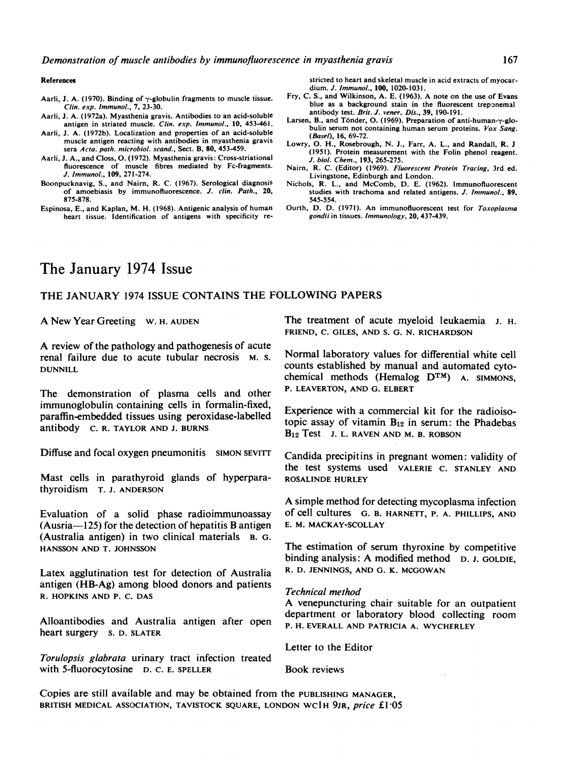## References

Aarli, J. A. (1970). Binding of γ-globulin fragments to muscle tissue. *Clin. exp. Immunol.*, **7**, 23-30.

Aarli, J. A. (1972a). Myasthenia gravis. Antibodies to an acid-soluble antigen in striated muscle. *Clin. exp. Immunol.*, **10**, 453-461.

Aarli, J. A. (1972b). Localization and properties of an acid-soluble muscle antigen reacting with antibodies in myasthenia gravis sera *Acta. path. microbiol. scand.*, Sect. B, **80**, 453-459.

Aarli, J. A., and Closs, O. (1972). Myasthenia gravis: Cross-striational fluorescence of muscle fibres mediated by Fc-fragments. *J. Immunol.*, **109**, 271-274.

Boonpucknavig, S., and Nairn, R. C. (1967). Serological diagnosis of amoebiasis by immunofluorescence. *J. clin. Path.*, **20**, 875-878.

Espinosa, E., and Kaplan, M. H. (1968). Antigenic analysis of human heart tissue. Identification of antigens with specificity restricted to heart and skeletal muscle in acid extracts of myocardium. *J. Immunol.*, **100**, 1020-1031.

Fry, C. S., and Wilkinson, A. E. (1963). A note on the use of Evans blue as a background stain in the fluorescent treponemal antibody test. *Brit. J. vener. Dis.*, **39**, 190-191.

Larsen, B., and Tönder, O. (1969). Preparation of anti-human-γ-globulin serum not containing human serum proteins. *Vox Sang. (Basel)*, **16**, 69-72.

Lowry, O. H., Rosebrough, N. J., Farr, A. L., and Randall, R. J (1951). Protein measurement with the Folin phenol reagent. *J. biol. Chem.*, **193**, 265-275.

Nairn, R. C. (Editor) (1969). *Fluorescent Protein Tracing*, 3rd ed. Livingstone, Edinburgh and London.

Nichols, R. L., and McComb, D. E. (1962). Immunofluorescent studies with trachoma and related antigens. *J. Immunol.*, **89**, 545-554.

Ourth, D. D. (1971). An immunofluorescent test for *Toxoplasma gondii* in tissues. *Immunology*, **20**, 437-439.

# The January 1974 Issue

## THE JANUARY 1974 ISSUE CONTAINS THE FOLLOWING PAPERS

A New Year Greeting W. H. AUDEN

A review of the pathology and pathogenesis of acute renal failure due to acute tubular necrosis M. S. DUNNILL

The demonstration of plasma cells and other immunoglobulin containing cells in formalin-fixed, paraffin-embedded tissues using peroxidase-labelled antibody C. R. TAYLOR AND J. BURNS

Diffuse and focal oxygen pneumonitis SIMON SEVITT

Mast cells in parathyroid glands of hyperparathyroidism T. J. ANDERSON

Evaluation of a solid phase radioimmunoassay (Ausria—125) for the detection of hepatitis B antigen (Australia antigen) in two clinical materials B. G. HANSSON AND T. JOHNSSON

Latex agglutination test for detection of Australia antigen (HB-Ag) among blood donors and patients R. HOPKINS AND P. C. DAS

Alloantibodies and Australia antigen after open heart surgery S. D. SLATER

*Torulopsis glabrata* urinary tract infection treated with 5-fluorocytosine D. C. E. SPELLER

The treatment of acute myeloid leukaemia J. H. FRIEND, C. GILES, AND S. G. N. RICHARDSON

Normal laboratory values for differential white cell counts established by manual and automated cytochemical methods (Hemalog D™) A. SIMMONS, P. LEAVERTON, AND G. ELBERT

Experience with a commercial kit for the radioisotopic assay of vitamin $B_{12}$ in serum: the Phadebas $B_{12}$ Test J. L. RAVEN AND M. B. ROBSON

Candida precipitins in pregnant women: validity of the test systems used VALERIE C. STANLEY AND ROSALINDE HURLEY

A simple method for detecting mycoplasma infection of cell cultures G. B. HARNETT, P. A. PHILLIPS, AND E. M. MACKAY-SCOLLAY

The estimation of serum thyroxine by competitive binding analysis: A modified method D. J. GOLDIE, R. D. JENNINGS, AND G. K. MCGOWAN

*Technical method*

A venepuncturing chair suitable for an outpatient department or laboratory blood collecting room P. H. EVERALL AND PATRICIA A. WYCHERLEY

Letter to the Editor

Book reviews

Copies are still available and may be obtained from the PUBLISHING MANAGER, BRITISH MEDICAL ASSOCIATION, TAVISTOCK SQUARE, LONDON WC1H 9JR, *price* £1·05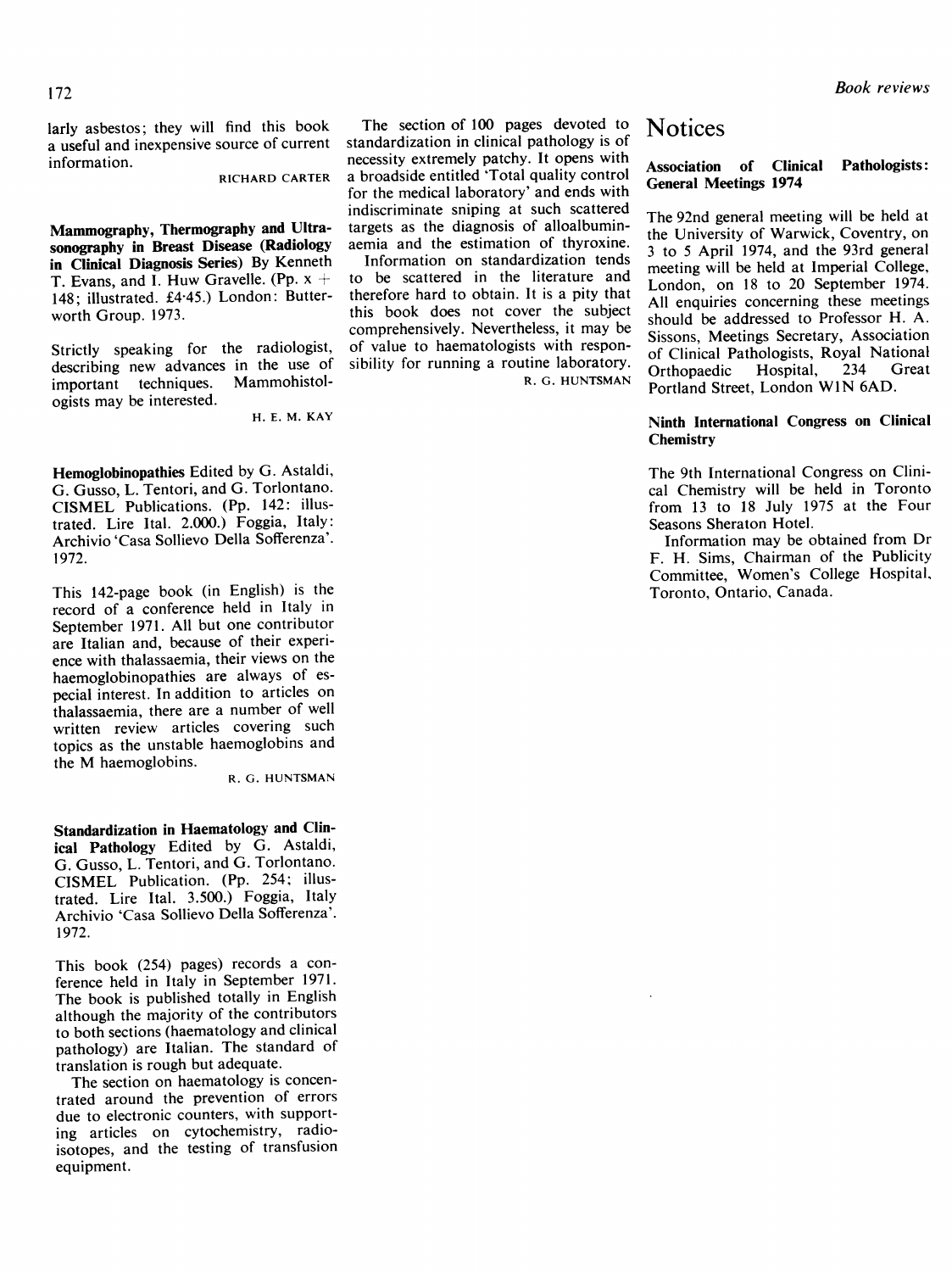larly asbestos; they will find this book a useful and inexpensive source of current information.

RICHARD CARTER

**Mammography, Thermography and Ultrasonography in Breast Disease (Radiology in Clinical Diagnosis Series)** By Kenneth T. Evans, and I. Huw Gravelle. (Pp. x + 148; illustrated. £4·45.) London: Butterworth Group. 1973.

Strictly speaking for the radiologist, describing new advances in the use of important techniques. Mammohistologists may be interested.

H. E. M. KAY

**Hemoglobinopathies** Edited by G. Astaldi, G. Gusso, L. Tentori, and G. Torlontano. CISMEL Publications. (Pp. 142: illustrated. Lire Ital. 2.000.) Foggia, Italy: Archivio 'Casa Sollievo Della Sofferenza'. 1972.

This 142-page book (in English) is the record of a conference held in Italy in September 1971. All but one contributor are Italian and, because of their experience with thalassaemia, their views on the haemoglobinopathies are always of especial interest. In addition to articles on thalassaemia, there are a number of well written review articles covering such topics as the unstable haemoglobins and the M haemoglobins.

R. G. HUNTSMAN

**Standardization in Haematology and Clinical Pathology** Edited by G. Astaldi, G. Gusso, L. Tentori, and G. Torlontano. CISMEL Publication. (Pp. 254; illustrated. Lire Ital. 3.500.) Foggia, Italy Archivio 'Casa Sollievo Della Sofferenza'. 1972.

This book (254) pages) records a conference held in Italy in September 1971. The book is published totally in English although the majority of the contributors to both sections (haematology and clinical pathology) are Italian. The standard of translation is rough but adequate.

The section on haematology is concentrated around the prevention of errors due to electronic counters, with supporting articles on cytochemistry, radioisotopes, and the testing of transfusion equipment.

The section of 100 pages devoted to standardization in clinical pathology is of necessity extremely patchy. It opens with a broadside entitled 'Total quality control for the medical laboratory' and ends with indiscriminate sniping at such scattered targets as the diagnosis of alloalbuminaemia and the estimation of thyroxine.

Information on standardization tends to be scattered in the literature and therefore hard to obtain. It is a pity that this book does not cover the subject comprehensively. Nevertheless, it may be of value to haematologists with responsibility for running a routine laboratory.

R. G. HUNTSMAN

# Notices

### Association of Clinical Pathologists: General Meetings 1974

The 92nd general meeting will be held at the University of Warwick, Coventry, on 3 to 5 April 1974, and the 93rd general meeting will be held at Imperial College, London, on 18 to 20 September 1974. All enquiries concerning these meetings should be addressed to Professor H. A. Sissons, Meetings Secretary, Association of Clinical Pathologists, Royal National Orthopaedic Hospital, 234 Great Portland Street, London W1N 6AD.

### Ninth International Congress on Clinical Chemistry

The 9th International Congress on Clinical Chemistry will be held in Toronto from 13 to 18 July 1975 at the Four Seasons Sheraton Hotel.

Information may be obtained from Dr F. H. Sims, Chairman of the Publicity Committee, Women's College Hospital, Toronto, Ontario, Canada.